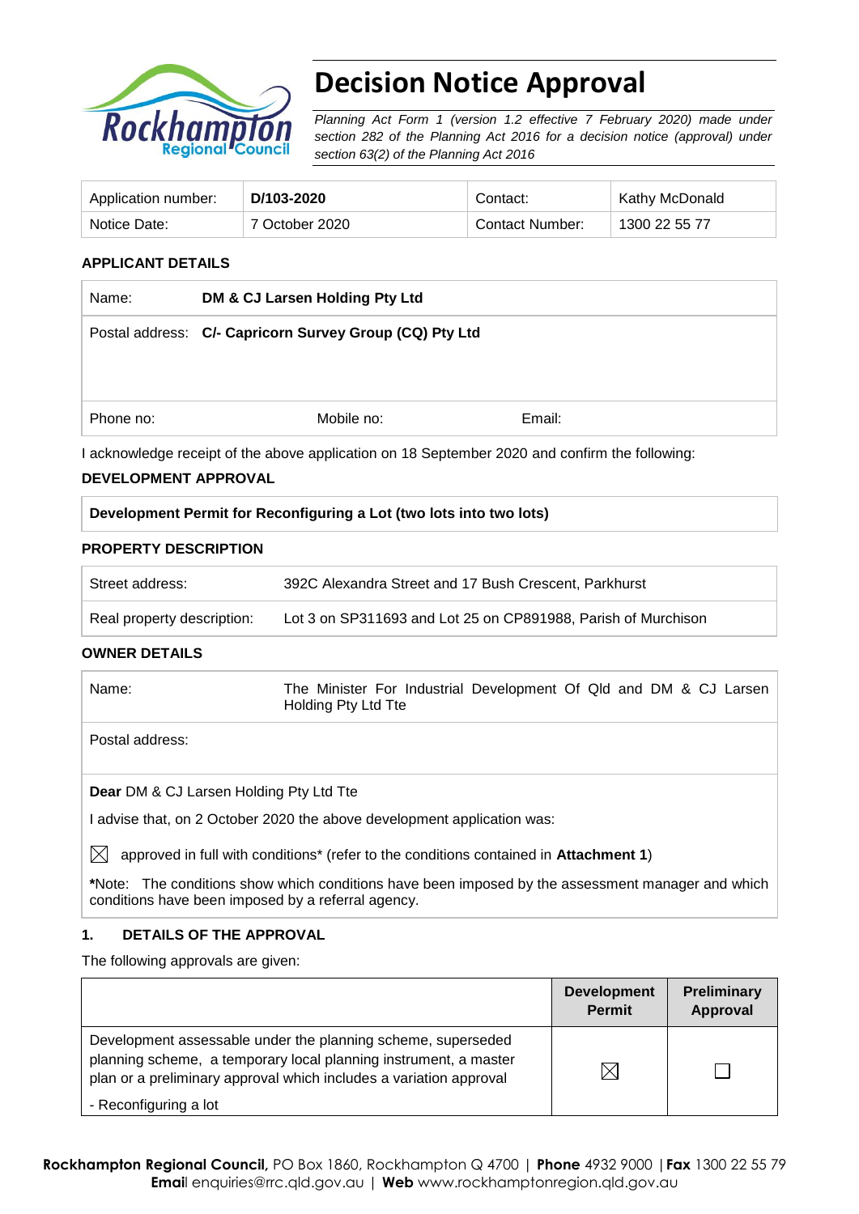# Decision Notice Approval

*Planning Act Form 1 (version 1.2 effective 7 February 2020) made under section 282 of the Planning Act 2016 for a decision notice (approval) under section 63(2) of the Planning Act 2016*

| Application number: | **D/103-2020** | Contact: | Kathy McDonald |
|---|---|---|---|
| Notice Date: | 7 October 2020 | Contact Number: | 1300 22 55 77 |

**APPLICANT DETAILS**

| Name: | **DM & CJ Larsen Holding Pty Ltd** | |
|---|---|---|
| Postal address: | **C/- Capricorn Survey Group (CQ) Pty Ltd** | |
| Phone no: | Mobile no: | Email: |

I acknowledge receipt of the above application on 18 September 2020 and confirm the following:

**DEVELOPMENT APPROVAL**

| **Development Permit for Reconfiguring a Lot (two lots into two lots)** |
|---|

**PROPERTY DESCRIPTION**

| Street address: | 392C Alexandra Street and 17 Bush Crescent, Parkhurst |
|---|---|
| Real property description: | Lot 3 on SP311693 and Lot 25 on CP891988, Parish of Murchison |

**OWNER DETAILS**

| Name: | The Minister For Industrial Development Of Qld and DM & CJ Larsen Holding Pty Ltd Tte |
|---|---|
| Postal address: | |

**Dear** DM & CJ Larsen Holding Pty Ltd Tte

I advise that, on 2 October 2020 the above development application was:

☒ approved in full with conditions* (refer to the conditions contained in **Attachment 1**)

***Note:** The conditions show which conditions have been imposed by the assessment manager and which conditions have been imposed by a referral agency.

**1. DETAILS OF THE APPROVAL**

The following approvals are given:

| | **Development Permit** | **Preliminary Approval** |
|---|---|---|
| Development assessable under the planning scheme, superseded planning scheme, a temporary local planning instrument, a master plan or a preliminary approval which includes a variation approval<br>- Reconfiguring a lot | ☒ | ☐ |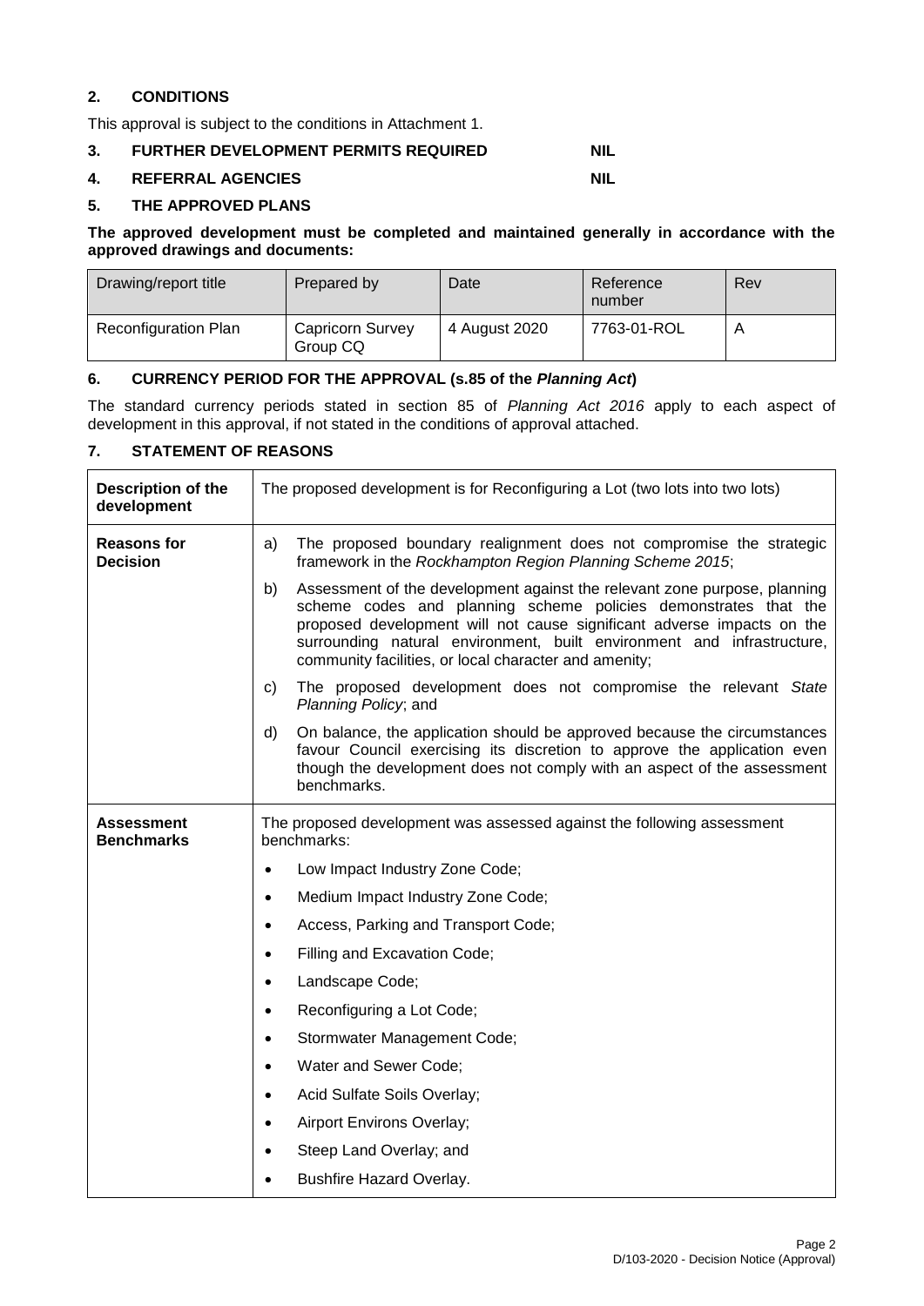## 2. CONDITIONS

This approval is subject to the conditions in Attachment 1.

## 3. FURTHER DEVELOPMENT PERMITS REQUIRED — NIL

## 4. REFERRAL AGENCIES — NIL

## 5. THE APPROVED PLANS

**The approved development must be completed and maintained generally in accordance with the approved drawings and documents:**

| Drawing/report title | Prepared by | Date | Reference number | Rev |
|---|---|---|---|---|
| Reconfiguration Plan | Capricorn Survey Group CQ | 4 August 2020 | 7763-01-ROL | A |

## 6. CURRENCY PERIOD FOR THE APPROVAL (s.85 of the *Planning Act*)

The standard currency periods stated in section 85 of *Planning Act 2016* apply to each aspect of development in this approval, if not stated in the conditions of approval attached.

## 7. STATEMENT OF REASONS

| | |
|---|---|
| **Description of the development** | The proposed development is for Reconfiguring a Lot (two lots into two lots) |
| **Reasons for Decision** | a) The proposed boundary realignment does not compromise the strategic framework in the *Rockhampton Region Planning Scheme 2015*;<br>b) Assessment of the development against the relevant zone purpose, planning scheme codes and planning scheme policies demonstrates that the proposed development will not cause significant adverse impacts on the surrounding natural environment, built environment and infrastructure, community facilities, or local character and amenity;<br>c) The proposed development does not compromise the relevant *State Planning Policy*; and<br>d) On balance, the application should be approved because the circumstances favour Council exercising its discretion to approve the application even though the development does not comply with an aspect of the assessment benchmarks. |
| **Assessment Benchmarks** | The proposed development was assessed against the following assessment benchmarks:<br>• Low Impact Industry Zone Code;<br>• Medium Impact Industry Zone Code;<br>• Access, Parking and Transport Code;<br>• Filling and Excavation Code;<br>• Landscape Code;<br>• Reconfiguring a Lot Code;<br>• Stormwater Management Code;<br>• Water and Sewer Code;<br>• Acid Sulfate Soils Overlay;<br>• Airport Environs Overlay;<br>• Steep Land Overlay; and<br>• Bushfire Hazard Overlay. |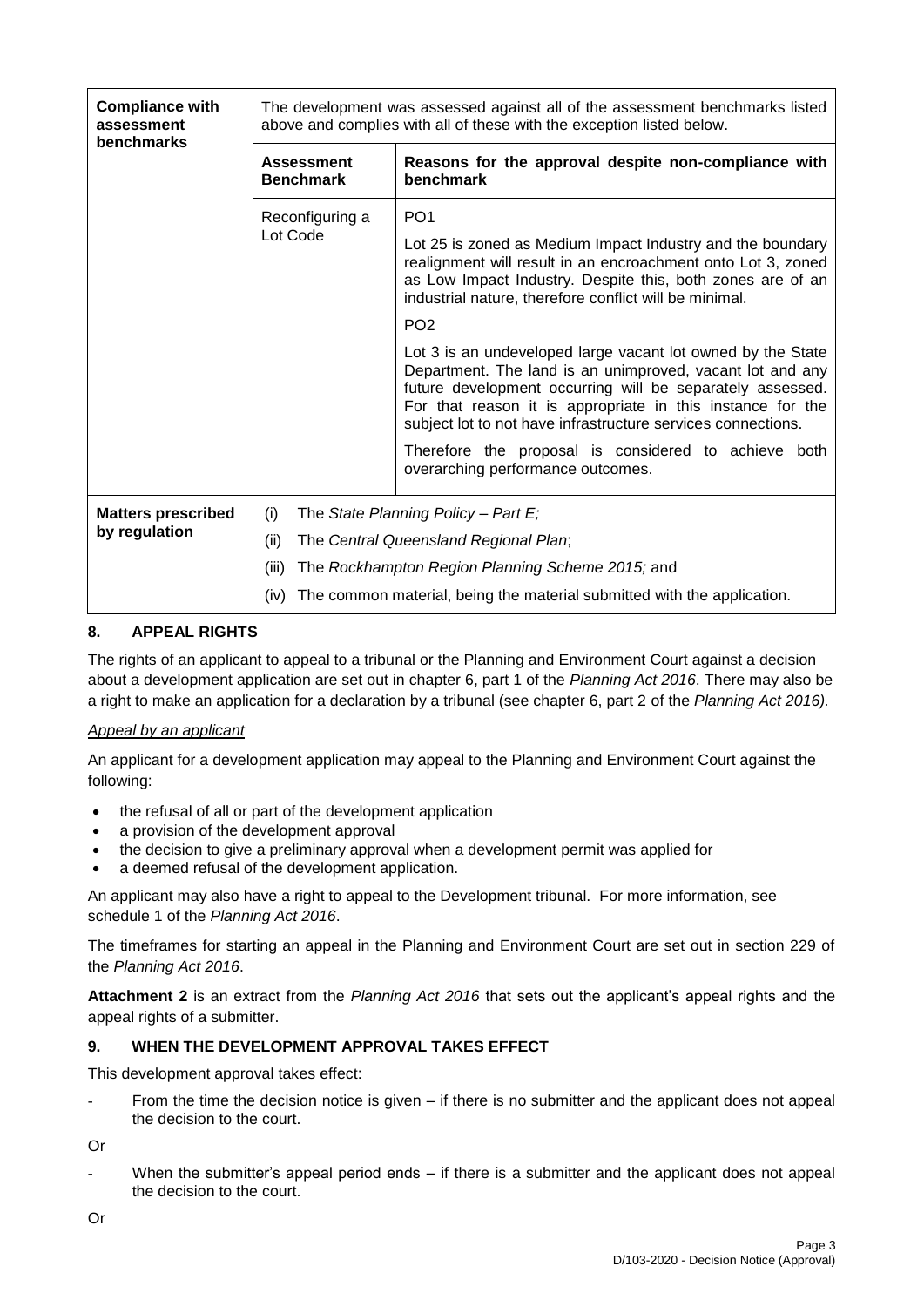| | | |
|---|---|---|
| **Compliance with assessment benchmarks** | The development was assessed against all of the assessment benchmarks listed above and complies with all of these with the exception listed below. | |
| | **Assessment Benchmark** | **Reasons for the approval despite non-compliance with benchmark** |
| | Reconfiguring a Lot Code | PO1<br><br>Lot 25 is zoned as Medium Impact Industry and the boundary realignment will result in an encroachment onto Lot 3, zoned as Low Impact Industry. Despite this, both zones are of an industrial nature, therefore conflict will be minimal.<br><br>PO2<br><br>Lot 3 is an undeveloped large vacant lot owned by the State Department. The land is an unimproved, vacant lot and any future development occurring will be separately assessed. For that reason it is appropriate in this instance for the subject lot to not have infrastructure services connections.<br><br>Therefore the proposal is considered to achieve both overarching performance outcomes. |
| **Matters prescribed by regulation** | (i) The *State Planning Policy – Part E;*<br>(ii) The *Central Queensland Regional Plan*;<br>(iii) The *Rockhampton Region Planning Scheme 2015;* and<br>(iv) The common material, being the material submitted with the application. | |

## 8. APPEAL RIGHTS

The rights of an applicant to appeal to a tribunal or the Planning and Environment Court against a decision about a development application are set out in chapter 6, part 1 of the *Planning Act 2016*. There may also be a right to make an application for a declaration by a tribunal (see chapter 6, part 2 of the *Planning Act 2016).*

*Appeal by an applicant*

An applicant for a development application may appeal to the Planning and Environment Court against the following:

- the refusal of all or part of the development application
- a provision of the development approval
- the decision to give a preliminary approval when a development permit was applied for
- a deemed refusal of the development application.

An applicant may also have a right to appeal to the Development tribunal. For more information, see schedule 1 of the *Planning Act 2016*.

The timeframes for starting an appeal in the Planning and Environment Court are set out in section 229 of the *Planning Act 2016*.

**Attachment 2** is an extract from the *Planning Act 2016* that sets out the applicant's appeal rights and the appeal rights of a submitter.

## 9. WHEN THE DEVELOPMENT APPROVAL TAKES EFFECT

This development approval takes effect:

- From the time the decision notice is given – if there is no submitter and the applicant does not appeal the decision to the court.

Or

- When the submitter's appeal period ends – if there is a submitter and the applicant does not appeal the decision to the court.

Or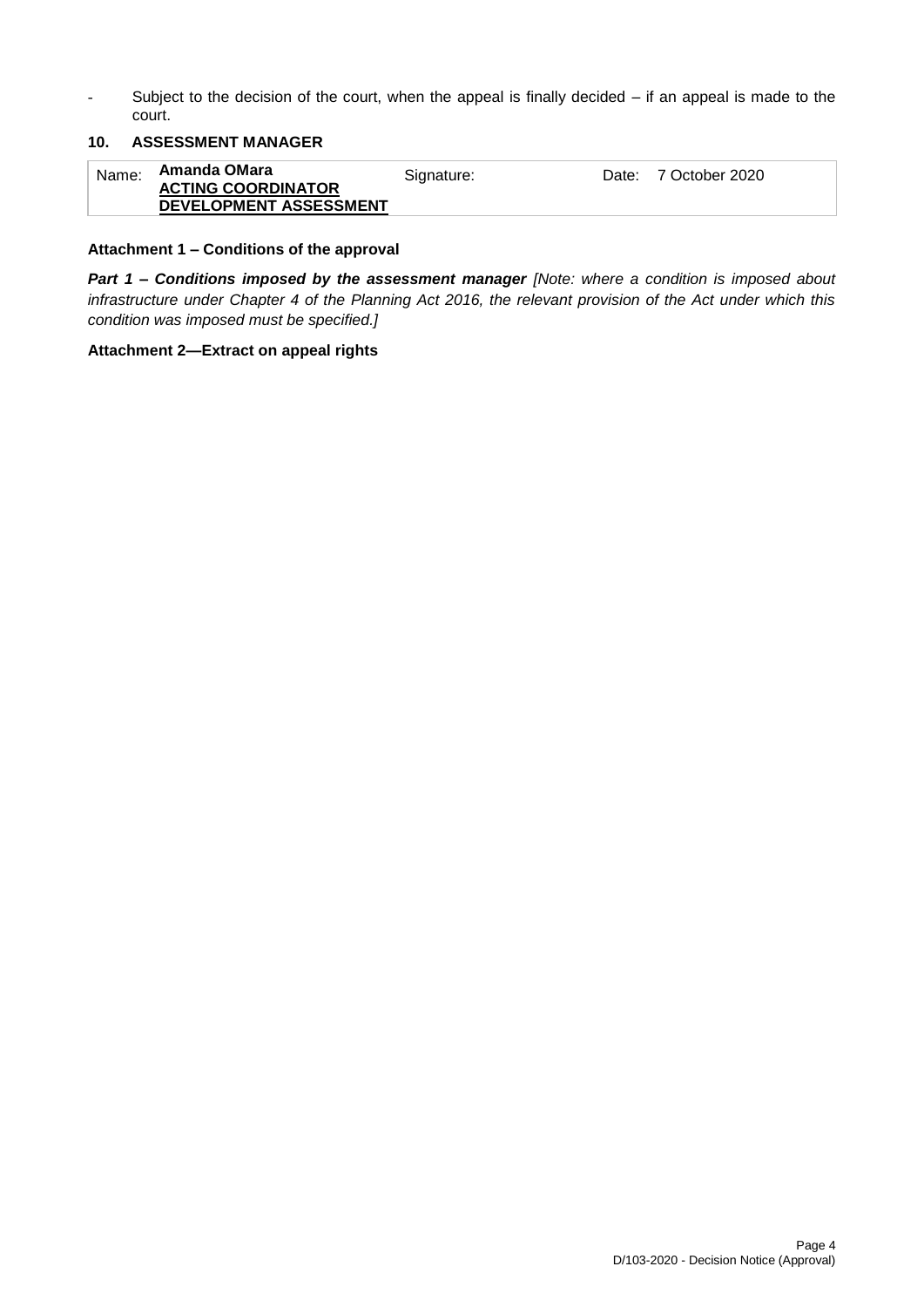- Subject to the decision of the court, when the appeal is finally decided – if an appeal is made to the court.

## 10. ASSESSMENT MANAGER

| Name: | **Amanda OMara** **ACTING COORDINATOR DEVELOPMENT ASSESSMENT** | Signature: | | Date: | 7 October 2020 |
|---|---|---|---|---|---|

**Attachment 1 – Conditions of the approval**

***Part 1 – Conditions imposed by the assessment manager*** *[Note: where a condition is imposed about infrastructure under Chapter 4 of the Planning Act 2016, the relevant provision of the Act under which this condition was imposed must be specified.]*

**Attachment 2—Extract on appeal rights**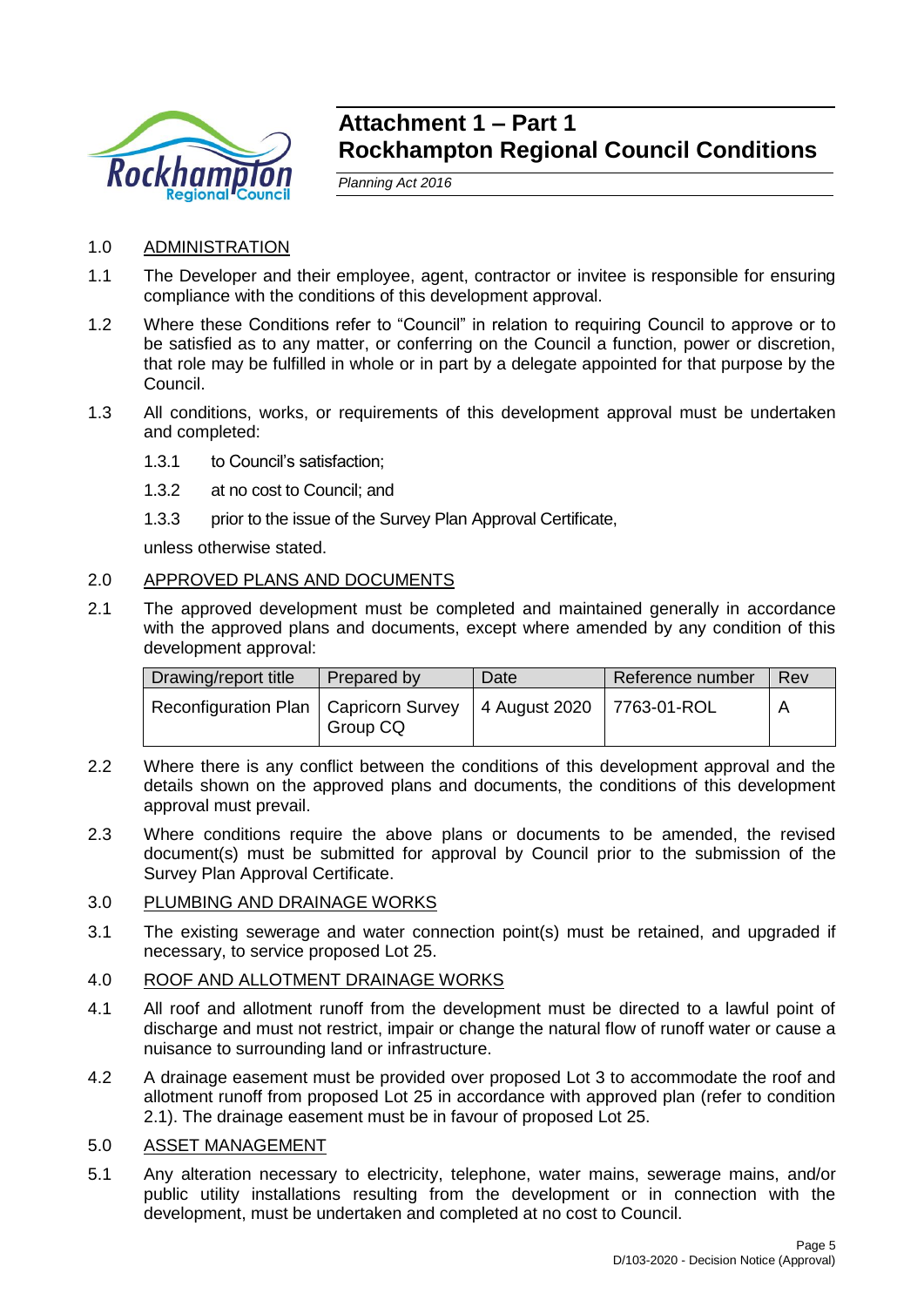# Attachment 1 – Part 1
# Rockhampton Regional Council Conditions

*Planning Act 2016*

1.0 ADMINISTRATION

1.1 The Developer and their employee, agent, contractor or invitee is responsible for ensuring compliance with the conditions of this development approval.

1.2 Where these Conditions refer to "Council" in relation to requiring Council to approve or to be satisfied as to any matter, or conferring on the Council a function, power or discretion, that role may be fulfilled in whole or in part by a delegate appointed for that purpose by the Council.

1.3 All conditions, works, or requirements of this development approval must be undertaken and completed:

1.3.1 to Council's satisfaction;

1.3.2 at no cost to Council; and

1.3.3 prior to the issue of the Survey Plan Approval Certificate,

unless otherwise stated.

2.0 APPROVED PLANS AND DOCUMENTS

2.1 The approved development must be completed and maintained generally in accordance with the approved plans and documents, except where amended by any condition of this development approval:

| Drawing/report title | Prepared by | Date | Reference number | Rev |
|---|---|---|---|---|
| Reconfiguration Plan | Capricorn Survey Group CQ | 4 August 2020 | 7763-01-ROL | A |

2.2 Where there is any conflict between the conditions of this development approval and the details shown on the approved plans and documents, the conditions of this development approval must prevail.

2.3 Where conditions require the above plans or documents to be amended, the revised document(s) must be submitted for approval by Council prior to the submission of the Survey Plan Approval Certificate.

3.0 PLUMBING AND DRAINAGE WORKS

3.1 The existing sewerage and water connection point(s) must be retained, and upgraded if necessary, to service proposed Lot 25.

4.0 ROOF AND ALLOTMENT DRAINAGE WORKS

4.1 All roof and allotment runoff from the development must be directed to a lawful point of discharge and must not restrict, impair or change the natural flow of runoff water or cause a nuisance to surrounding land or infrastructure.

4.2 A drainage easement must be provided over proposed Lot 3 to accommodate the roof and allotment runoff from proposed Lot 25 in accordance with approved plan (refer to condition 2.1). The drainage easement must be in favour of proposed Lot 25.

5.0 ASSET MANAGEMENT

5.1 Any alteration necessary to electricity, telephone, water mains, sewerage mains, and/or public utility installations resulting from the development or in connection with the development, must be undertaken and completed at no cost to Council.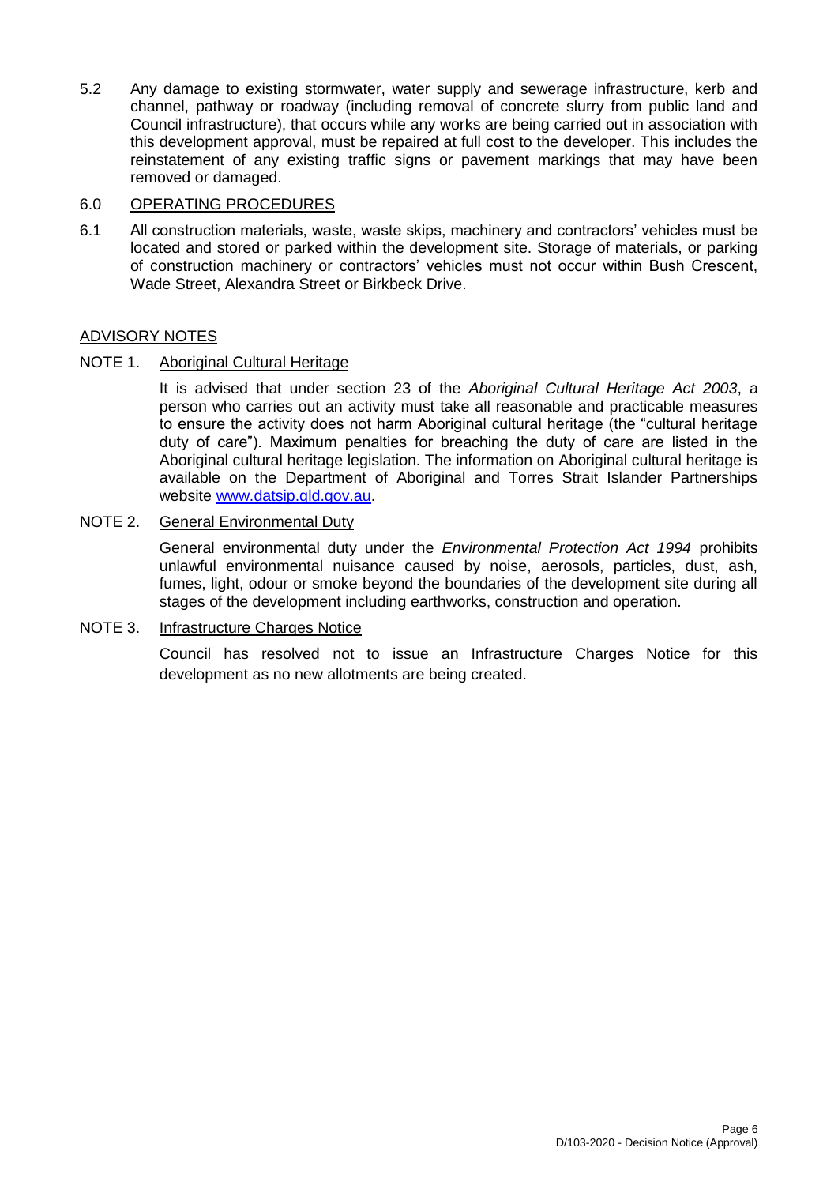5.2 Any damage to existing stormwater, water supply and sewerage infrastructure, kerb and channel, pathway or roadway (including removal of concrete slurry from public land and Council infrastructure), that occurs while any works are being carried out in association with this development approval, must be repaired at full cost to the developer. This includes the reinstatement of any existing traffic signs or pavement markings that may have been removed or damaged.

6.0 OPERATING PROCEDURES

6.1 All construction materials, waste, waste skips, machinery and contractors' vehicles must be located and stored or parked within the development site. Storage of materials, or parking of construction machinery or contractors' vehicles must not occur within Bush Crescent, Wade Street, Alexandra Street or Birkbeck Drive.

## ADVISORY NOTES

NOTE 1. Aboriginal Cultural Heritage

It is advised that under section 23 of the *Aboriginal Cultural Heritage Act 2003*, a person who carries out an activity must take all reasonable and practicable measures to ensure the activity does not harm Aboriginal cultural heritage (the "cultural heritage duty of care"). Maximum penalties for breaching the duty of care are listed in the Aboriginal cultural heritage legislation. The information on Aboriginal cultural heritage is available on the Department of Aboriginal and Torres Strait Islander Partnerships website www.datsip.qld.gov.au.

NOTE 2. General Environmental Duty

General environmental duty under the *Environmental Protection Act 1994* prohibits unlawful environmental nuisance caused by noise, aerosols, particles, dust, ash, fumes, light, odour or smoke beyond the boundaries of the development site during all stages of the development including earthworks, construction and operation.

NOTE 3. Infrastructure Charges Notice

Council has resolved not to issue an Infrastructure Charges Notice for this development as no new allotments are being created.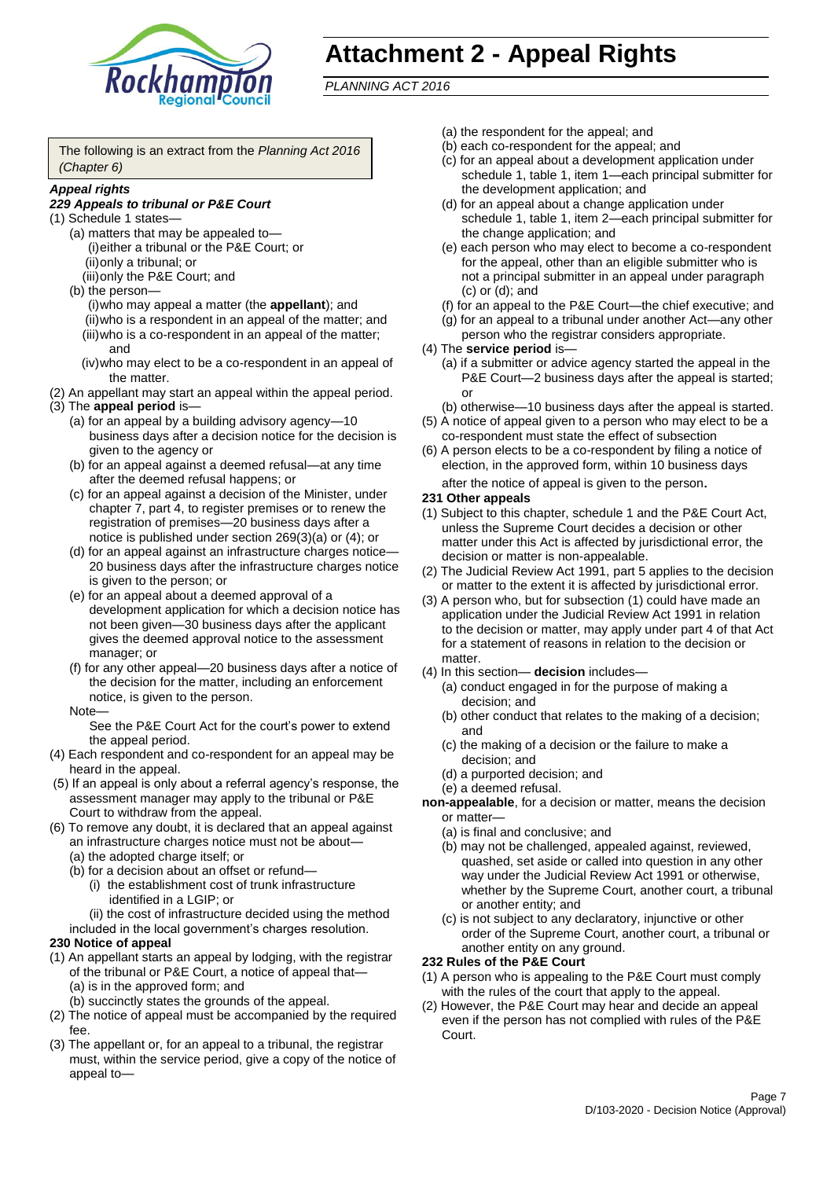# Attachment 2 - Appeal Rights

*PLANNING ACT 2016*

The following is an extract from the *Planning Act 2016 (Chapter 6)*

***Appeal rights***

***229 Appeals to tribunal or P&E Court***

(1) Schedule 1 states—
   (a) matters that may be appealed to—
      (i) either a tribunal or the P&E Court; or
      (ii) only a tribunal; or
      (iii) only the P&E Court; and
   (b) the person—
      (i) who may appeal a matter (the **appellant**); and
      (ii) who is a respondent in an appeal of the matter; and
      (iii) who is a co-respondent in an appeal of the matter; and
      (iv) who may elect to be a co-respondent in an appeal of the matter.

(2) An appellant may start an appeal within the appeal period.

(3) The **appeal period** is—
   (a) for an appeal by a building advisory agency—10 business days after a decision notice for the decision is given to the agency or
   (b) for an appeal against a deemed refusal—at any time after the deemed refusal happens; or
   (c) for an appeal against a decision of the Minister, under chapter 7, part 4, to register premises or to renew the registration of premises—20 business days after a notice is published under section 269(3)(a) or (4); or
   (d) for an appeal against an infrastructure charges notice—20 business days after the infrastructure charges notice is given to the person; or
   (e) for an appeal about a deemed approval of a development application for which a decision notice has not been given—30 business days after the applicant gives the deemed approval notice to the assessment manager; or
   (f) for any other appeal—20 business days after a notice of the decision for the matter, including an enforcement notice, is given to the person.

   Note—
   See the P&E Court Act for the court's power to extend the appeal period.

(4) Each respondent and co-respondent for an appeal may be heard in the appeal.

(5) If an appeal is only about a referral agency's response, the assessment manager may apply to the tribunal or P&E Court to withdraw from the appeal.

(6) To remove any doubt, it is declared that an appeal against an infrastructure charges notice must not be about—
   (a) the adopted charge itself; or
   (b) for a decision about an offset or refund—
      (i) the establishment cost of trunk infrastructure identified in a LGIP; or
      (ii) the cost of infrastructure decided using the method included in the local government's charges resolution.

**230 Notice of appeal**

(1) An appellant starts an appeal by lodging, with the registrar of the tribunal or P&E Court, a notice of appeal that—
   (a) is in the approved form; and
   (b) succinctly states the grounds of the appeal.

(2) The notice of appeal must be accompanied by the required fee.

(3) The appellant or, for an appeal to a tribunal, the registrar must, within the service period, give a copy of the notice of appeal to—
   (a) the respondent for the appeal; and
   (b) each co-respondent for the appeal; and
   (c) for an appeal about a development application under schedule 1, table 1, item 1—each principal submitter for the development application; and
   (d) for an appeal about a change application under schedule 1, table 1, item 2—each principal submitter for the change application; and
   (e) each person who may elect to become a co-respondent for the appeal, other than an eligible submitter who is not a principal submitter in an appeal under paragraph (c) or (d); and
   (f) for an appeal to the P&E Court—the chief executive; and
   (g) for an appeal to a tribunal under another Act—any other person who the registrar considers appropriate.

(4) The **service period** is—
   (a) if a submitter or advice agency started the appeal in the P&E Court—2 business days after the appeal is started; or
   (b) otherwise—10 business days after the appeal is started.

(5) A notice of appeal given to a person who may elect to be a co-respondent must state the effect of subsection

(6) A person elects to be a co-respondent by filing a notice of election, in the approved form, within 10 business days after the notice of appeal is given to the person**.**

**231 Other appeals**

(1) Subject to this chapter, schedule 1 and the P&E Court Act, unless the Supreme Court decides a decision or other matter under this Act is affected by jurisdictional error, the decision or matter is non-appealable.

(2) The Judicial Review Act 1991, part 5 applies to the decision or matter to the extent it is affected by jurisdictional error.

(3) A person who, but for subsection (1) could have made an application under the Judicial Review Act 1991 in relation to the decision or matter, may apply under part 4 of that Act for a statement of reasons in relation to the decision or matter.

(4) In this section— **decision** includes—
   (a) conduct engaged in for the purpose of making a decision; and
   (b) other conduct that relates to the making of a decision; and
   (c) the making of a decision or the failure to make a decision; and
   (d) a purported decision; and
   (e) a deemed refusal.

**non-appealable**, for a decision or matter, means the decision or matter—
   (a) is final and conclusive; and
   (b) may not be challenged, appealed against, reviewed, quashed, set aside or called into question in any other way under the Judicial Review Act 1991 or otherwise, whether by the Supreme Court, another court, a tribunal or another entity; and
   (c) is not subject to any declaratory, injunctive or other order of the Supreme Court, another court, a tribunal or another entity on any ground.

**232 Rules of the P&E Court**

(1) A person who is appealing to the P&E Court must comply with the rules of the court that apply to the appeal.

(2) However, the P&E Court may hear and decide an appeal even if the person has not complied with rules of the P&E Court.

D/103-2020 - Decision Notice (Approval)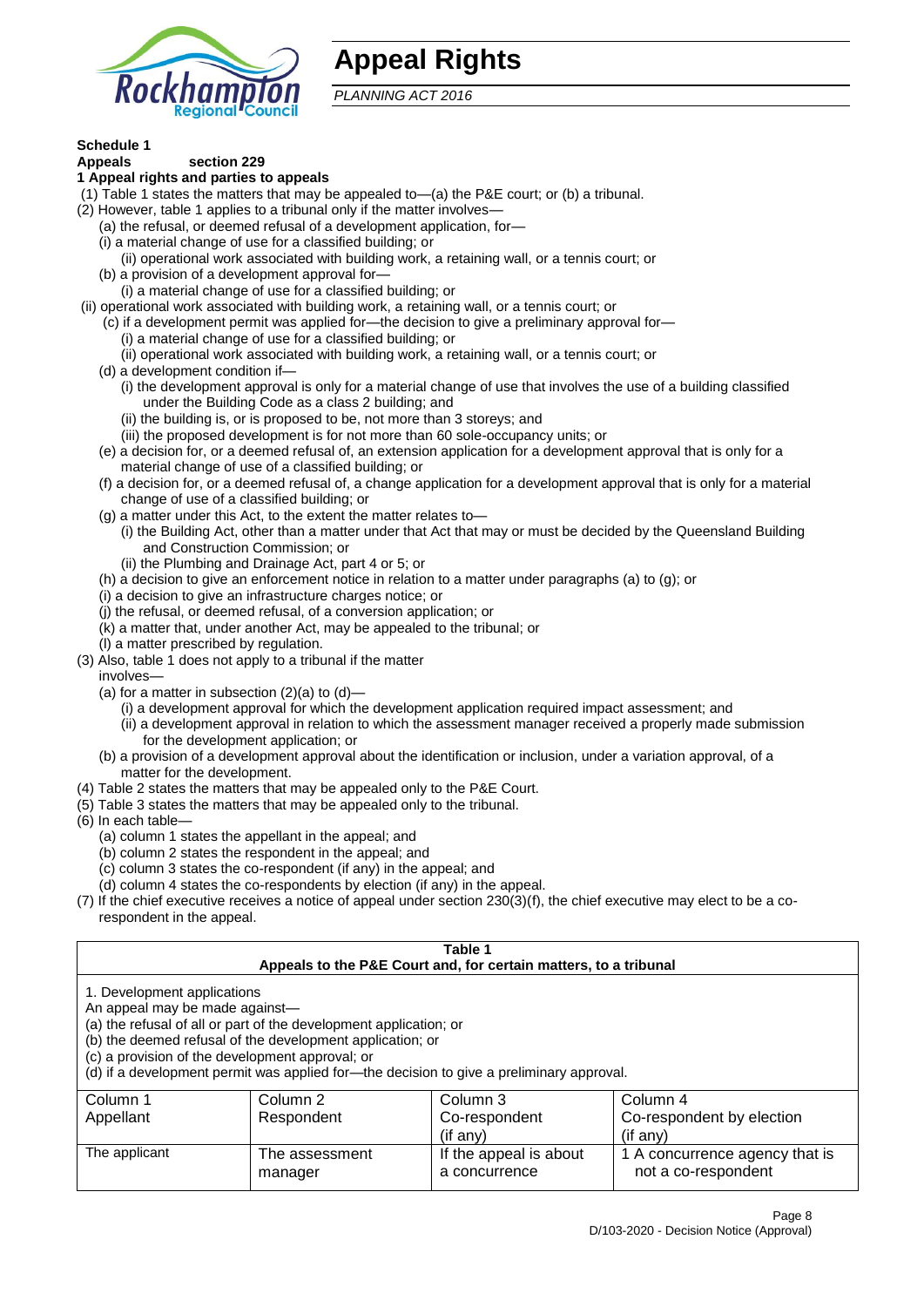# Appeal Rights

*PLANNING ACT 2016*

**Schedule 1**
**Appeals section 229**
**1 Appeal rights and parties to appeals**

(1) Table 1 states the matters that may be appealed to—(a) the P&E court; or (b) a tribunal.
(2) However, table 1 applies to a tribunal only if the matter involves—
  (a) the refusal, or deemed refusal of a development application, for—
  (i) a material change of use for a classified building; or
    (ii) operational work associated with building work, a retaining wall, or a tennis court; or
  (b) a provision of a development approval for—
    (i) a material change of use for a classified building; or
 (ii) operational work associated with building work, a retaining wall, or a tennis court; or
  (c) if a development permit was applied for—the decision to give a preliminary approval for—
    (i) a material change of use for a classified building; or
    (ii) operational work associated with building work, a retaining wall, or a tennis court; or
  (d) a development condition if—
    (i) the development approval is only for a material change of use that involves the use of a building classified under the Building Code as a class 2 building; and
    (ii) the building is, or is proposed to be, not more than 3 storeys; and
    (iii) the proposed development is for not more than 60 sole-occupancy units; or
  (e) a decision for, or a deemed refusal of, an extension application for a development approval that is only for a material change of use of a classified building; or
  (f) a decision for, or a deemed refusal of, a change application for a development approval that is only for a material change of use of a classified building; or
  (g) a matter under this Act, to the extent the matter relates to—
    (i) the Building Act, other than a matter under that Act that may or must be decided by the Queensland Building and Construction Commission; or
    (ii) the Plumbing and Drainage Act, part 4 or 5; or
  (h) a decision to give an enforcement notice in relation to a matter under paragraphs (a) to (g); or
  (i) a decision to give an infrastructure charges notice; or
  (j) the refusal, or deemed refusal, of a conversion application; or
  (k) a matter that, under another Act, may be appealed to the tribunal; or
  (l) a matter prescribed by regulation.
(3) Also, table 1 does not apply to a tribunal if the matter involves—
  (a) for a matter in subsection (2)(a) to (d)—
    (i) a development approval for which the development application required impact assessment; and
    (ii) a development approval in relation to which the assessment manager received a properly made submission for the development application; or
  (b) a provision of a development approval about the identification or inclusion, under a variation approval, of a matter for the development.
(4) Table 2 states the matters that may be appealed only to the P&E Court.
(5) Table 3 states the matters that may be appealed only to the tribunal.
(6) In each table—
  (a) column 1 states the appellant in the appeal; and
  (b) column 2 states the respondent in the appeal; and
  (c) column 3 states the co-respondent (if any) in the appeal; and
  (d) column 4 states the co-respondents by election (if any) in the appeal.
(7) If the chief executive receives a notice of appeal under section 230(3)(f), the chief executive may elect to be a co-respondent in the appeal.

**Table 1**
**Appeals to the P&E Court and, for certain matters, to a tribunal**

1. Development applications
An appeal may be made against—
(a) the refusal of all or part of the development application; or
(b) the deemed refusal of the development application; or
(c) a provision of the development approval; or
(d) if a development permit was applied for—the decision to give a preliminary approval.

| Column 1<br>Appellant | Column 2<br>Respondent | Column 3<br>Co-respondent<br>(if any) | Column 4<br>Co-respondent by election<br>(if any) |
|---|---|---|---|
| The applicant | The assessment manager | If the appeal is about a concurrence | 1 A concurrence agency that is not a co-respondent |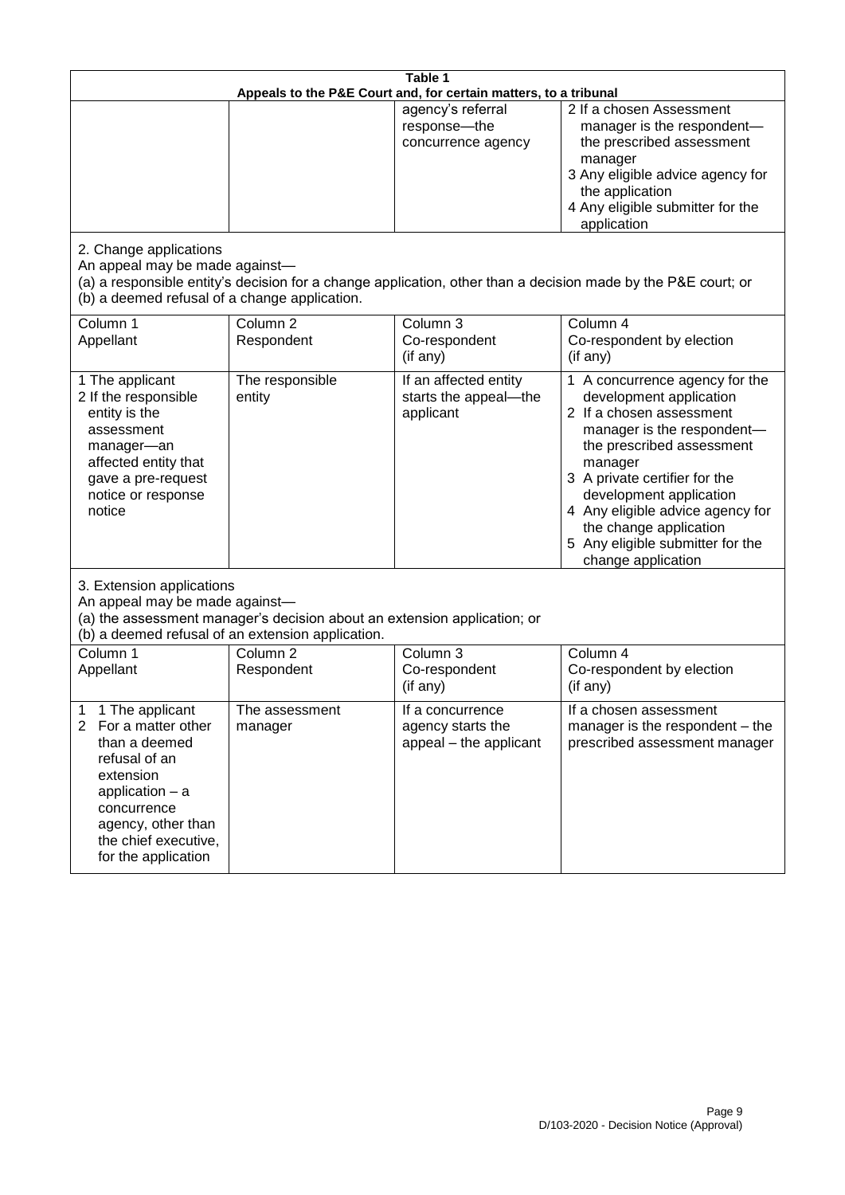**Table 1**

**Appeals to the P&E Court and, for certain matters, to a tribunal**

| | | | |
|---|---|---|---|
| | | agency's referral response—the concurrence agency | 2 If a chosen Assessment manager is the respondent—the prescribed assessment manager<br>3 Any eligible advice agency for the application<br>4 Any eligible submitter for the application |

2. Change applications

An appeal may be made against—

(a) a responsible entity's decision for a change application, other than a decision made by the P&E court; or

(b) a deemed refusal of a change application.

| Column 1<br>Appellant | Column 2<br>Respondent | Column 3<br>Co-respondent<br>(if any) | Column 4<br>Co-respondent by election<br>(if any) |
|---|---|---|---|
| 1 The applicant<br>2 If the responsible entity is the assessment manager—an affected entity that gave a pre-request notice or response notice | The responsible entity | If an affected entity starts the appeal—the applicant | 1 A concurrence agency for the development application<br>2 If a chosen assessment manager is the respondent—the prescribed assessment manager<br>3 A private certifier for the development application<br>4 Any eligible advice agency for the change application<br>5 Any eligible submitter for the change application |

3. Extension applications

An appeal may be made against—

(a) the assessment manager's decision about an extension application; or

(b) a deemed refusal of an extension application.

| Column 1<br>Appellant | Column 2<br>Respondent | Column 3<br>Co-respondent<br>(if any) | Column 4<br>Co-respondent by election<br>(if any) |
|---|---|---|---|
| 1 1 The applicant<br>2 For a matter other than a deemed refusal of an extension application – a concurrence agency, other than the chief executive, for the application | The assessment manager | If a concurrence agency starts the appeal – the applicant | If a chosen assessment manager is the respondent – the prescribed assessment manager |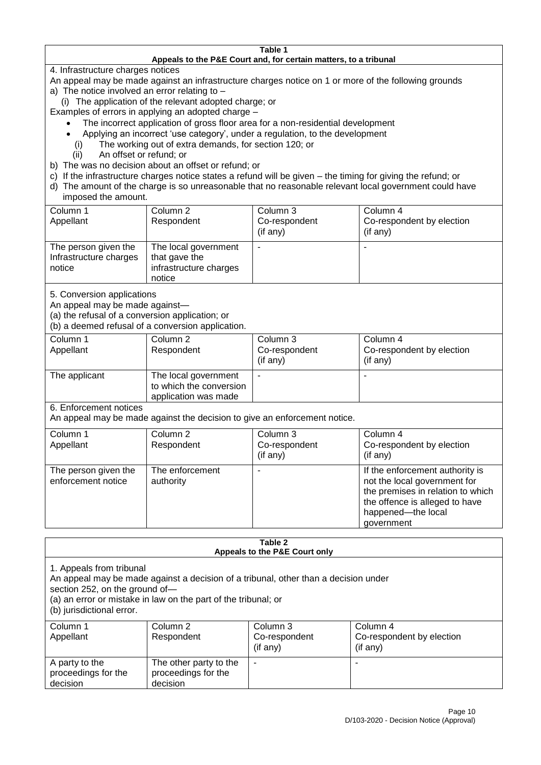**Table 1**
**Appeals to the P&E Court and, for certain matters, to a tribunal**

4. Infrastructure charges notices

An appeal may be made against an infrastructure charges notice on 1 or more of the following grounds

a) The notice involved an error relating to –

(i) The application of the relevant adopted charge; or

Examples of errors in applying an adopted charge –

- The incorrect application of gross floor area for a non-residential development
- Applying an incorrect 'use category', under a regulation, to the development

(i) The working out of extra demands, for section 120; or

(ii) An offset or refund; or

b) The was no decision about an offset or refund; or

c) If the infrastructure charges notice states a refund will be given – the timing for giving the refund; or

d) The amount of the charge is so unreasonable that no reasonable relevant local government could have imposed the amount.

| Column 1<br>Appellant | Column 2<br>Respondent | Column 3<br>Co-respondent<br>(if any) | Column 4<br>Co-respondent by election<br>(if any) |
|---|---|---|---|
| The person given the Infrastructure charges notice | The local government that gave the infrastructure charges notice | - | - |

5. Conversion applications

An appeal may be made against—

(a) the refusal of a conversion application; or

(b) a deemed refusal of a conversion application.

| Column 1<br>Appellant | Column 2<br>Respondent | Column 3<br>Co-respondent<br>(if any) | Column 4<br>Co-respondent by election<br>(if any) |
|---|---|---|---|
| The applicant | The local government to which the conversion application was made | - | - |

6. Enforcement notices

An appeal may be made against the decision to give an enforcement notice.

| Column 1<br>Appellant | Column 2<br>Respondent | Column 3<br>Co-respondent<br>(if any) | Column 4<br>Co-respondent by election<br>(if any) |
|---|---|---|---|
| The person given the enforcement notice | The enforcement authority | - | If the enforcement authority is not the local government for the premises in relation to which the offence is alleged to have happened—the local government |

**Table 2**
**Appeals to the P&E Court only**

1. Appeals from tribunal

An appeal may be made against a decision of a tribunal, other than a decision under section 252, on the ground of—

(a) an error or mistake in law on the part of the tribunal; or

(b) jurisdictional error.

| Column 1<br>Appellant | Column 2<br>Respondent | Column 3<br>Co-respondent<br>(if any) | Column 4<br>Co-respondent by election<br>(if any) |
|---|---|---|---|
| A party to the proceedings for the decision | The other party to the proceedings for the decision | - | - |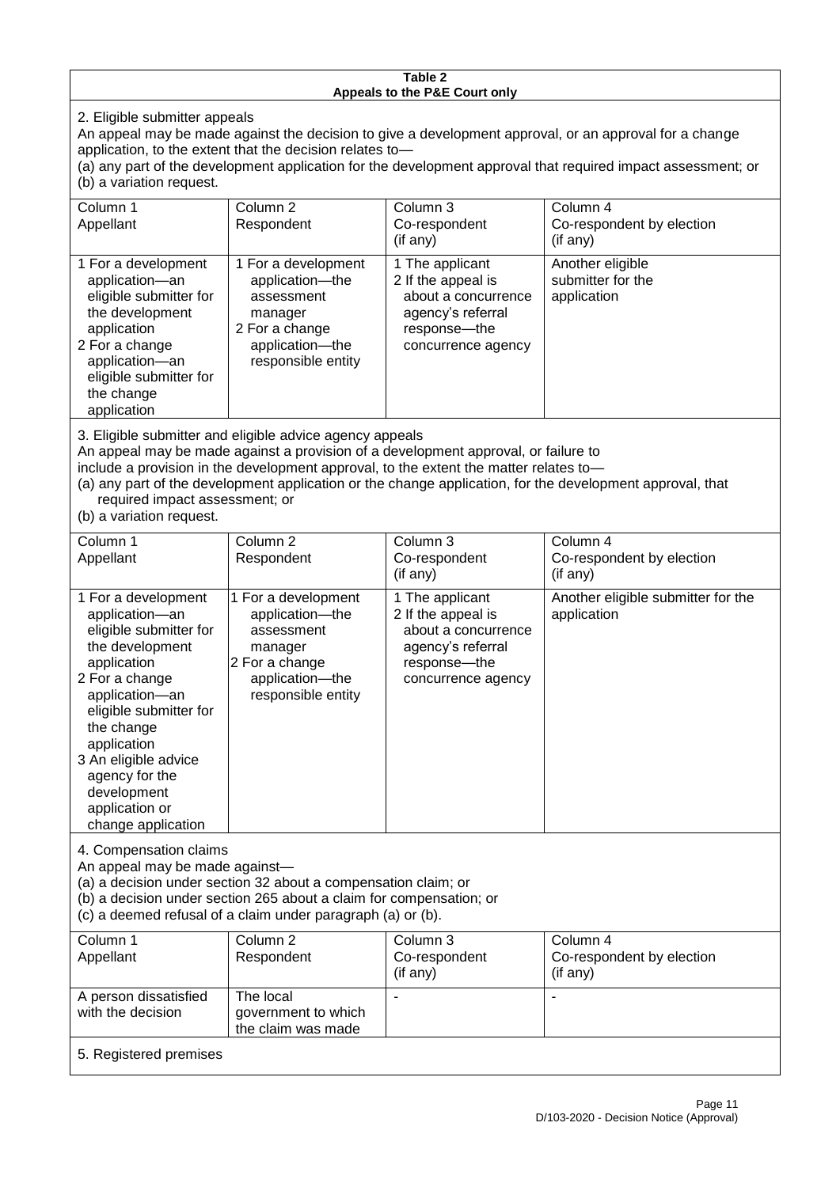**Table 2**
**Appeals to the P&E Court only**

2. Eligible submitter appeals

An appeal may be made against the decision to give a development approval, or an approval for a change application, to the extent that the decision relates to—
(a) any part of the development application for the development approval that required impact assessment; or
(b) a variation request.

| Column 1<br>Appellant | Column 2<br>Respondent | Column 3<br>Co-respondent<br>(if any) | Column 4<br>Co-respondent by election<br>(if any) |
|---|---|---|---|
| 1 For a development application—an eligible submitter for the development application<br>2 For a change application—an eligible submitter for the change application | 1 For a development application—the assessment manager<br>2 For a change application—the responsible entity | 1 The applicant<br>2 If the appeal is about a concurrence agency's referral response—the concurrence agency | Another eligible submitter for the application |

3. Eligible submitter and eligible advice agency appeals

An appeal may be made against a provision of a development approval, or failure to include a provision in the development approval, to the extent the matter relates to—
(a) any part of the development application or the change application, for the development approval, that required impact assessment; or
(b) a variation request.

| Column 1<br>Appellant | Column 2<br>Respondent | Column 3<br>Co-respondent<br>(if any) | Column 4<br>Co-respondent by election<br>(if any) |
|---|---|---|---|
| 1 For a development application—an eligible submitter for the development application<br>2 For a change application—an eligible submitter for the change application<br>3 An eligible advice agency for the development application or change application | 1 For a development application—the assessment manager<br>2 For a change application—the responsible entity | 1 The applicant<br>2 If the appeal is about a concurrence agency's referral response—the concurrence agency | Another eligible submitter for the application |

4. Compensation claims

An appeal may be made against—
(a) a decision under section 32 about a compensation claim; or
(b) a decision under section 265 about a claim for compensation; or
(c) a deemed refusal of a claim under paragraph (a) or (b).

| Column 1<br>Appellant | Column 2<br>Respondent | Column 3<br>Co-respondent<br>(if any) | Column 4<br>Co-respondent by election<br>(if any) |
|---|---|---|---|
| A person dissatisfied with the decision | The local government to which the claim was made | - | - |

5. Registered premises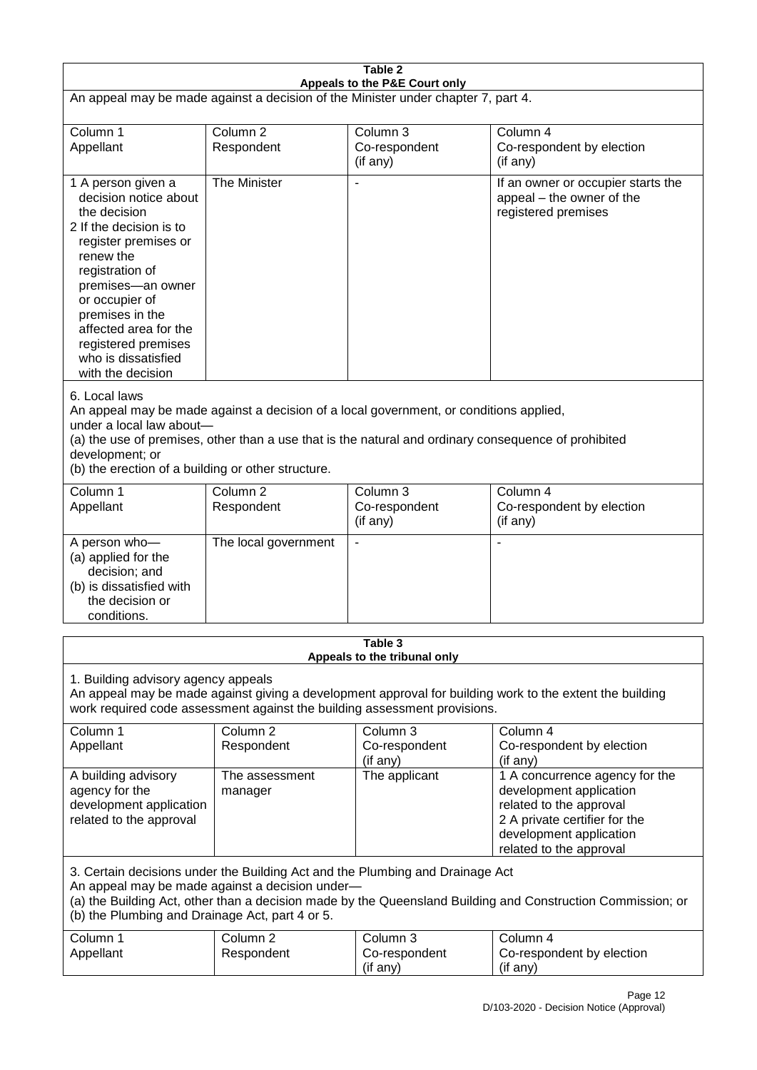**Table 2**
**Appeals to the P&E Court only**

An appeal may be made against a decision of the Minister under chapter 7, part 4.

| Column 1<br>Appellant | Column 2<br>Respondent | Column 3<br>Co-respondent<br>(if any) | Column 4<br>Co-respondent by election<br>(if any) |
|---|---|---|---|
| 1 A person given a decision notice about the decision<br>2 If the decision is to register premises or renew the registration of premises—an owner or occupier of premises in the affected area for the registered premises who is dissatisfied with the decision | The Minister | - | If an owner or occupier starts the appeal – the owner of the registered premises |

6. Local laws

An appeal may be made against a decision of a local government, or conditions applied, under a local law about—

(a) the use of premises, other than a use that is the natural and ordinary consequence of prohibited development; or

(b) the erection of a building or other structure.

| Column 1<br>Appellant | Column 2<br>Respondent | Column 3<br>Co-respondent<br>(if any) | Column 4<br>Co-respondent by election<br>(if any) |
|---|---|---|---|
| A person who—<br>(a) applied for the decision; and<br>(b) is dissatisfied with the decision or conditions. | The local government | - | - |

**Table 3**
**Appeals to the tribunal only**

1. Building advisory agency appeals

An appeal may be made against giving a development approval for building work to the extent the building work required code assessment against the building assessment provisions.

| Column 1<br>Appellant | Column 2<br>Respondent | Column 3<br>Co-respondent<br>(if any) | Column 4<br>Co-respondent by election<br>(if any) |
|---|---|---|---|
| A building advisory agency for the development application related to the approval | The assessment manager | The applicant | 1 A concurrence agency for the development application related to the approval<br>2 A private certifier for the development application related to the approval |

3. Certain decisions under the Building Act and the Plumbing and Drainage Act

An appeal may be made against a decision under—

(a) the Building Act, other than a decision made by the Queensland Building and Construction Commission; or

(b) the Plumbing and Drainage Act, part 4 or 5.

| Column 1<br>Appellant | Column 2<br>Respondent | Column 3<br>Co-respondent<br>(if any) | Column 4<br>Co-respondent by election<br>(if any) |
|---|---|---|---|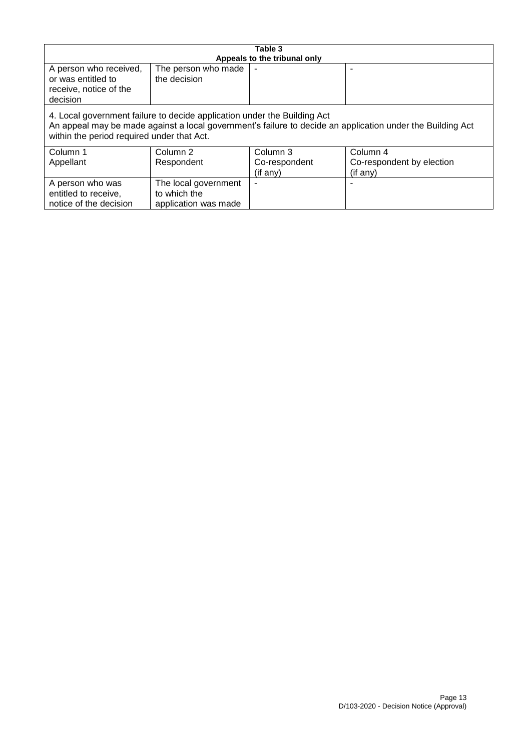| Table 3 Appeals to the tribunal only | | | |
|---|---|---|---|
| A person who received, or was entitled to receive, notice of the decision | The person who made the decision | - | - |
| 4. Local government failure to decide application under the Building Act An appeal may be made against a local government's failure to decide an application under the Building Act within the period required under that Act. | | | |
| Column 1 Appellant | Column 2 Respondent | Column 3 Co-respondent (if any) | Column 4 Co-respondent by election (if any) |
| A person who was entitled to receive, notice of the decision | The local government to which the application was made | - | - |